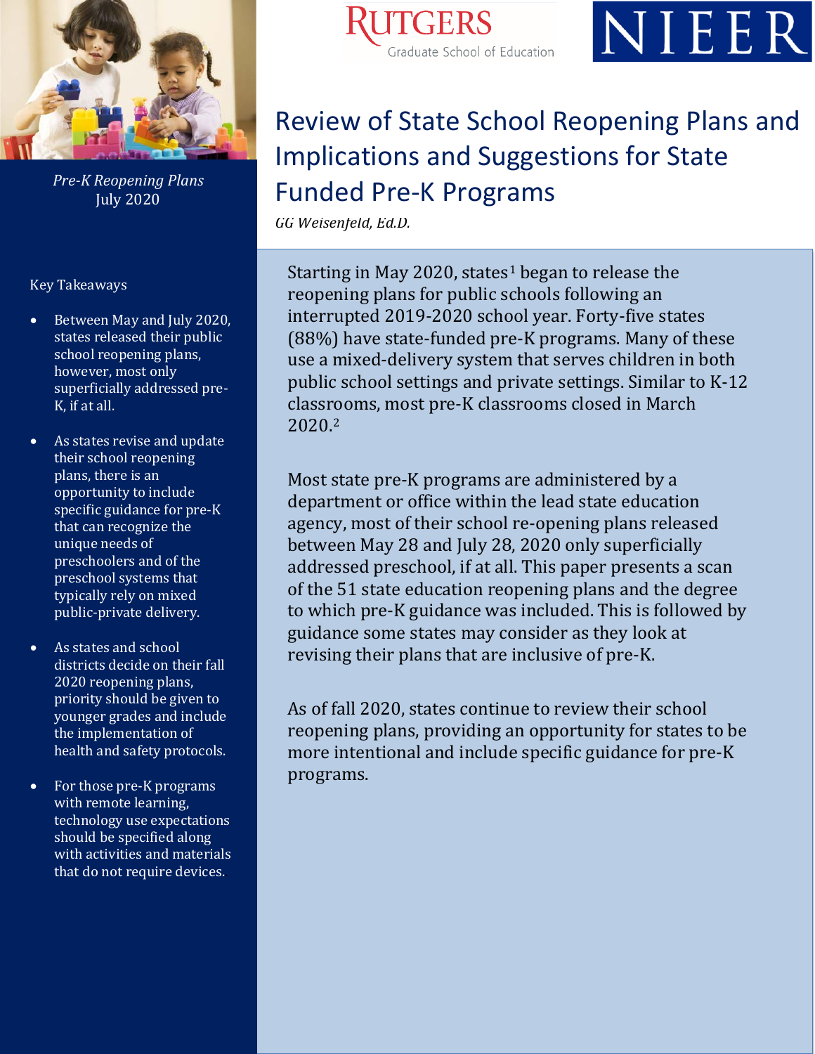# Review of State School Reopening Plans and Implications and Suggestions for State Funded Pre-K Programs

*GG Weisenfeld, Ed.D.*

*Pre-K Reopening Plans*
July 2020

Key Takeaways

- Between May and July 2020, states released their public school reopening plans, however, most only superficially addressed pre-K, if at all.
- As states revise and update their school reopening plans, there is an opportunity to include specific guidance for pre-K that can recognize the unique needs of preschoolers and of the preschool systems that typically rely on mixed public-private delivery.
- As states and school districts decide on their fall 2020 reopening plans, priority should be given to younger grades and include the implementation of health and safety protocols.
- For those pre-K programs with remote learning, technology use expectations should be specified along with activities and materials that do not require devices.

Starting in May 2020, states[1] began to release the reopening plans for public schools following an interrupted 2019-2020 school year. Forty-five states (88%) have state-funded pre-K programs. Many of these use a mixed-delivery system that serves children in both public school settings and private settings. Similar to K-12 classrooms, most pre-K classrooms closed in March 2020.[2]

Most state pre-K programs are administered by a department or office within the lead state education agency, most of their school re-opening plans released between May 28 and July 28, 2020 only superficially addressed preschool, if at all. This paper presents a scan of the 51 state education reopening plans and the degree to which pre-K guidance was included. This is followed by guidance some states may consider as they look at revising their plans that are inclusive of pre-K.

As of fall 2020, states continue to review their school reopening plans, providing an opportunity for states to be more intentional and include specific guidance for pre-K programs.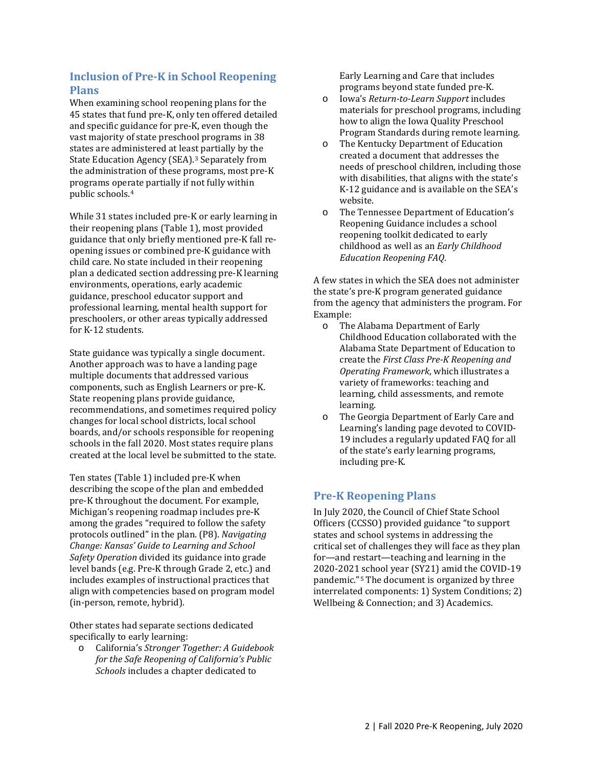## Inclusion of Pre-K in School Reopening Plans

When examining school reopening plans for the 45 states that fund pre-K, only ten offered detailed and specific guidance for pre-K, even though the vast majority of state preschool programs in 38 states are administered at least partially by the State Education Agency (SEA).[3] Separately from the administration of these programs, most pre-K programs operate partially if not fully within public schools.[4]

While 31 states included pre-K or early learning in their reopening plans (Table 1), most provided guidance that only briefly mentioned pre-K fall re-opening issues or combined pre-K guidance with child care. No state included in their reopening plan a dedicated section addressing pre-K learning environments, operations, early academic guidance, preschool educator support and professional learning, mental health support for preschoolers, or other areas typically addressed for K-12 students.

State guidance was typically a single document. Another approach was to have a landing page multiple documents that addressed various components, such as English Learners or pre-K. State reopening plans provide guidance, recommendations, and sometimes required policy changes for local school districts, local school boards, and/or schools responsible for reopening schools in the fall 2020. Most states require plans created at the local level be submitted to the state.

Ten states (Table 1) included pre-K when describing the scope of the plan and embedded pre-K throughout the document. For example, Michigan's reopening roadmap includes pre-K among the grades "required to follow the safety protocols outlined" in the plan. (P8). *Navigating Change: Kansas' Guide to Learning and School Safety Operation* divided its guidance into grade level bands (e.g. Pre-K through Grade 2, etc.) and includes examples of instructional practices that align with competencies based on program model (in-person, remote, hybrid).

Other states had separate sections dedicated specifically to early learning:

- California's *Stronger Together: A Guidebook for the Safe Reopening of California's Public Schools* includes a chapter dedicated to Early Learning and Care that includes programs beyond state funded pre-K.
- Iowa's *Return-to-Learn Support* includes materials for preschool programs, including how to align the Iowa Quality Preschool Program Standards during remote learning.
- The Kentucky Department of Education created a document that addresses the needs of preschool children, including those with disabilities, that aligns with the state's K-12 guidance and is available on the SEA's website.
- The Tennessee Department of Education's Reopening Guidance includes a school reopening toolkit dedicated to early childhood as well as an *Early Childhood Education Reopening FAQ*.

A few states in which the SEA does not administer the state's pre-K program generated guidance from the agency that administers the program. For Example:

- The Alabama Department of Early Childhood Education collaborated with the Alabama State Department of Education to create the *First Class Pre-K Reopening and Operating Framework*, which illustrates a variety of frameworks: teaching and learning, child assessments, and remote learning.
- The Georgia Department of Early Care and Learning's landing page devoted to COVID-19 includes a regularly updated FAQ for all of the state's early learning programs, including pre-K.

## Pre-K Reopening Plans

In July 2020, the Council of Chief State School Officers (CCSSO) provided guidance "to support states and school systems in addressing the critical set of challenges they will face as they plan for—and restart—teaching and learning in the 2020-2021 school year (SY21) amid the COVID-19 pandemic."[5] The document is organized by three interrelated components: 1) System Conditions; 2) Wellbeing & Connection; and 3) Academics.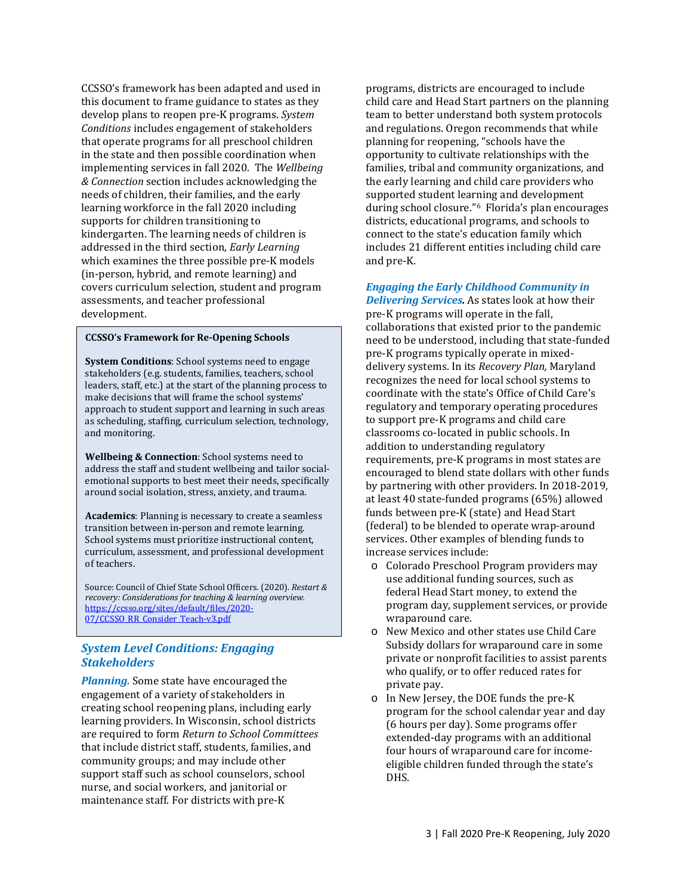CCSSO's framework has been adapted and used in this document to frame guidance to states as they develop plans to reopen pre-K programs. *System Conditions* includes engagement of stakeholders that operate programs for all preschool children in the state and then possible coordination when implementing services in fall 2020. The *Wellbeing & Connection* section includes acknowledging the needs of children, their families, and the early learning workforce in the fall 2020 including supports for children transitioning to kindergarten. The learning needs of children is addressed in the third section, *Early Learning* which examines the three possible pre-K models (in-person, hybrid, and remote learning) and covers curriculum selection, student and program assessments, and teacher professional development.

> **CCSSO's Framework for Re-Opening Schools**
>
> **System Conditions**: School systems need to engage stakeholders (e.g. students, families, teachers, school leaders, staff, etc.) at the start of the planning process to make decisions that will frame the school systems' approach to student support and learning in such areas as scheduling, staffing, curriculum selection, technology, and monitoring.
>
> **Wellbeing & Connection**: School systems need to address the staff and student wellbeing and tailor social-emotional supports to best meet their needs, specifically around social isolation, stress, anxiety, and trauma.
>
> **Academics**: Planning is necessary to create a seamless transition between in-person and remote learning. School systems must prioritize instructional content, curriculum, assessment, and professional development of teachers.
>
> Source: Council of Chief State School Officers. (2020). *Restart & recovery: Considerations for teaching & learning overview.* https://ccsso.org/sites/default/files/2020-07/CCSSO_RR_Consider_Teach-v3.pdf

## *System Level Conditions: Engaging Stakeholders*

***Planning.*** Some state have encouraged the engagement of a variety of stakeholders in creating school reopening plans, including early learning providers. In Wisconsin, school districts are required to form *Return to School Committees* that include district staff, students, families, and community groups; and may include other support staff such as school counselors, school nurse, and social workers, and janitorial or maintenance staff. For districts with pre-K programs, districts are encouraged to include child care and Head Start partners on the planning team to better understand both system protocols and regulations. Oregon recommends that while planning for reopening, "schools have the opportunity to cultivate relationships with the families, tribal and community organizations, and the early learning and child care providers who supported student learning and development during school closure."[6] Florida's plan encourages districts, educational programs, and schools to connect to the state's education family which includes 21 different entities including child care and pre-K.

***Engaging the Early Childhood Community in Delivering Services.*** As states look at how their pre-K programs will operate in the fall, collaborations that existed prior to the pandemic need to be understood, including that state-funded pre-K programs typically operate in mixed-delivery systems. In its *Recovery Plan,* Maryland recognizes the need for local school systems to coordinate with the state's Office of Child Care's regulatory and temporary operating procedures to support pre-K programs and child care classrooms co-located in public schools. In addition to understanding regulatory requirements, pre-K programs in most states are encouraged to blend state dollars with other funds by partnering with other providers. In 2018-2019, at least 40 state-funded programs (65%) allowed funds between pre-K (state) and Head Start (federal) to be blended to operate wrap-around services. Other examples of blending funds to increase services include:

- Colorado Preschool Program providers may use additional funding sources, such as federal Head Start money, to extend the program day, supplement services, or provide wraparound care.
- New Mexico and other states use Child Care Subsidy dollars for wraparound care in some private or nonprofit facilities to assist parents who qualify, or to offer reduced rates for private pay.
- In New Jersey, the DOE funds the pre-K program for the school calendar year and day (6 hours per day). Some programs offer extended-day programs with an additional four hours of wraparound care for income-eligible children funded through the state's DHS.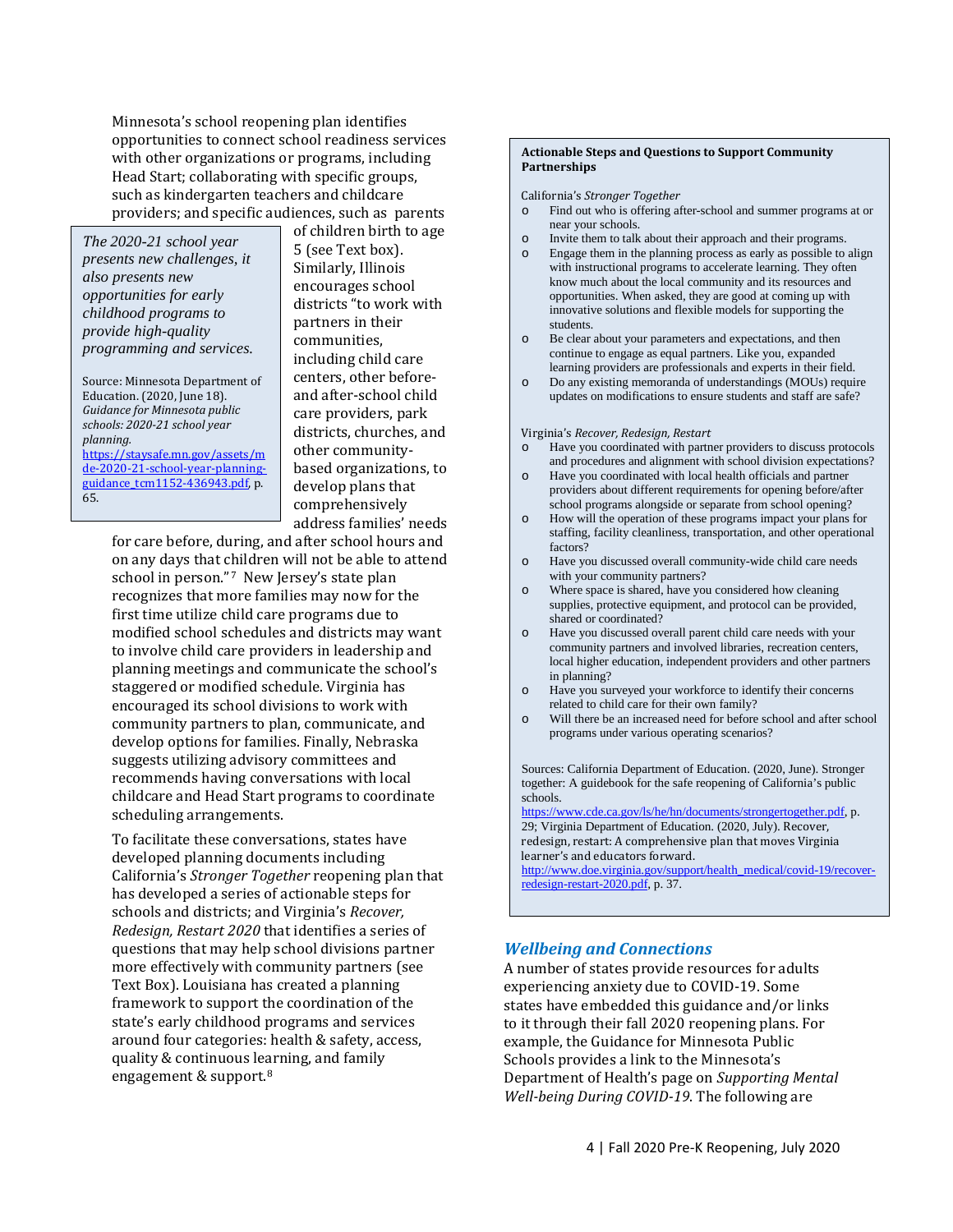Minnesota's school reopening plan identifies opportunities to connect school readiness services with other organizations or programs, including Head Start; collaborating with specific groups, such as kindergarten teachers and childcare providers; and specific audiences, such as parents of children birth to age 5 (see Text box). Similarly, Illinois encourages school districts "to work with partners in their communities, including child care centers, other before- and after-school child care providers, park districts, churches, and other community-based organizations, to develop plans that comprehensively address families' needs for care before, during, and after school hours and on any days that children will not be able to attend school in person."[7] New Jersey's state plan recognizes that more families may now for the first time utilize child care programs due to modified school schedules and districts may want to involve child care providers in leadership and planning meetings and communicate the school's staggered or modified schedule. Virginia has encouraged its school divisions to work with community partners to plan, communicate, and develop options for families. Finally, Nebraska suggests utilizing advisory committees and recommends having conversations with local childcare and Head Start programs to coordinate scheduling arrangements.

> *The 2020-21 school year presents new challenges, it also presents new opportunities for early childhood programs to provide high-quality programming and services.*
>
> Source: Minnesota Department of Education. (2020, June 18). *Guidance for Minnesota public schools: 2020-21 school year planning.* https://staysafe.mn.gov/assets/mde-2020-21-school-year-planning-guidance_tcm1152-436943.pdf, p. 65.

To facilitate these conversations, states have developed planning documents including California's *Stronger Together* reopening plan that has developed a series of actionable steps for schools and districts; and Virginia's *Recover, Redesign, Restart 2020* that identifies a series of questions that may help school divisions partner more effectively with community partners (see Text Box). Louisiana has created a planning framework to support the coordination of the state's early childhood programs and services around four categories: health & safety, access, quality & continuous learning, and family engagement & support.[8]

> **Actionable Steps and Questions to Support Community Partnerships**
>
> California's *Stronger Together*
>
> - Find out who is offering after-school and summer programs at or near your schools.
> - Invite them to talk about their approach and their programs.
> - Engage them in the planning process as early as possible to align with instructional programs to accelerate learning. They often know much about the local community and its resources and opportunities. When asked, they are good at coming up with innovative solutions and flexible models for supporting the students.
> - Be clear about your parameters and expectations, and then continue to engage as equal partners. Like you, expanded learning providers are professionals and experts in their field.
> - Do any existing memoranda of understandings (MOUs) require updates on modifications to ensure students and staff are safe?
>
> Virginia's *Recover, Redesign, Restart*
>
> - Have you coordinated with partner providers to discuss protocols and procedures and alignment with school division expectations?
> - Have you coordinated with local health officials and partner providers about different requirements for opening before/after school programs alongside or separate from school opening?
> - How will the operation of these programs impact your plans for staffing, facility cleanliness, transportation, and other operational factors?
> - Have you discussed overall community-wide child care needs with your community partners?
> - Where space is shared, have you considered how cleaning supplies, protective equipment, and protocol can be provided, shared or coordinated?
> - Have you discussed overall parent child care needs with your community partners and involved libraries, recreation centers, local higher education, independent providers and other partners in planning?
> - Have you surveyed your workforce to identify their concerns related to child care for their own family?
> - Will there be an increased need for before school and after school programs under various operating scenarios?
>
> Sources: California Department of Education. (2020, June). Stronger together: A guidebook for the safe reopening of California's public schools. https://www.cde.ca.gov/ls/he/hn/documents/strongertogether.pdf, p. 29; Virginia Department of Education. (2020, July). Recover, redesign, restart: A comprehensive plan that moves Virginia learner's and educators forward. http://www.doe.virginia.gov/support/health_medical/covid-19/recover-redesign-restart-2020.pdf, p. 37.

### *Wellbeing and Connections*

A number of states provide resources for adults experiencing anxiety due to COVID-19. Some states have embedded this guidance and/or links to it through their fall 2020 reopening plans. For example, the Guidance for Minnesota Public Schools provides a link to the Minnesota's Department of Health's page on *Supporting Mental Well-being During COVID-19*. The following are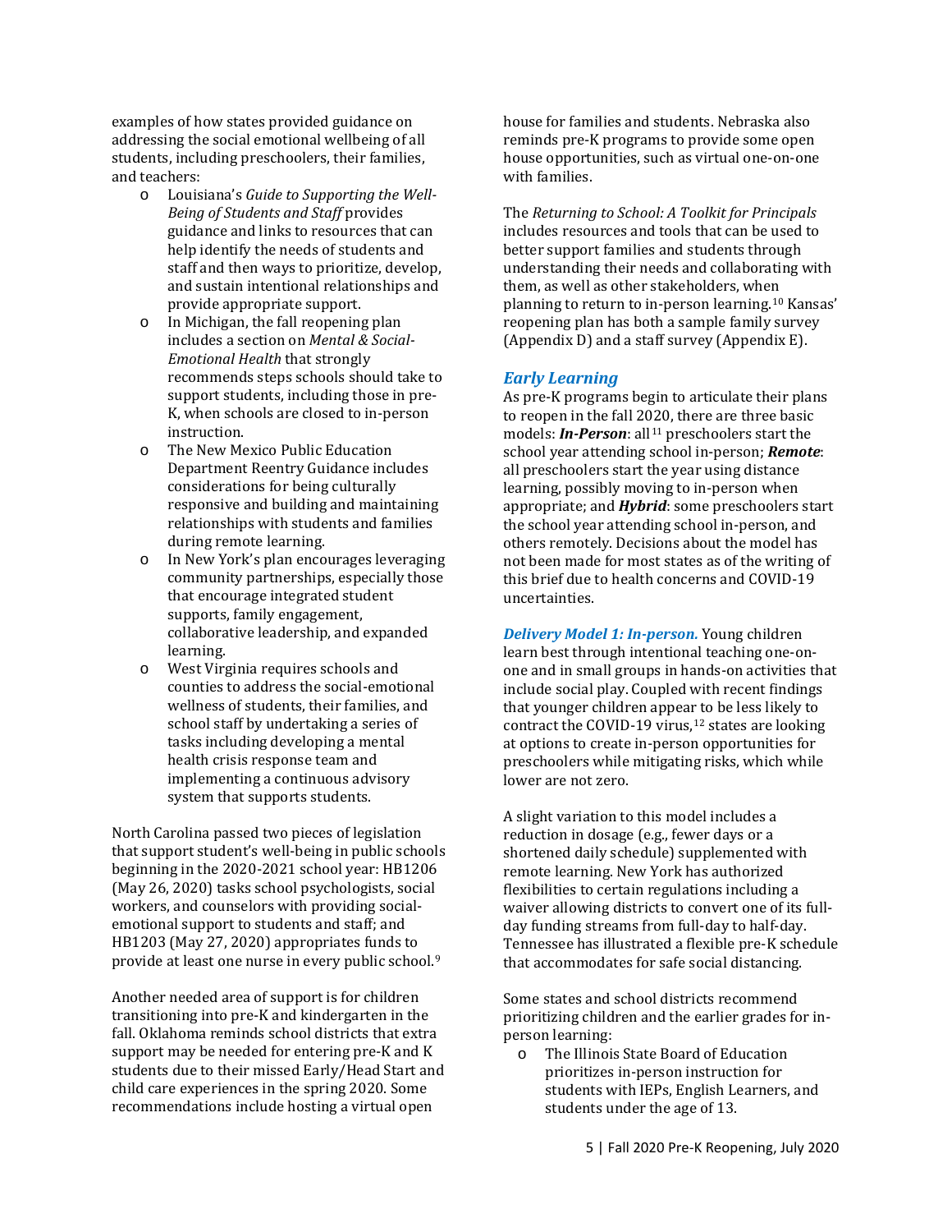examples of how states provided guidance on addressing the social emotional wellbeing of all students, including preschoolers, their families, and teachers:

- Louisiana's *Guide to Supporting the Well-Being of Students and Staff* provides guidance and links to resources that can help identify the needs of students and staff and then ways to prioritize, develop, and sustain intentional relationships and provide appropriate support.
- In Michigan, the fall reopening plan includes a section on *Mental & Social-Emotional Health* that strongly recommends steps schools should take to support students, including those in pre-K, when schools are closed to in-person instruction.
- The New Mexico Public Education Department Reentry Guidance includes considerations for being culturally responsive and building and maintaining relationships with students and families during remote learning.
- In New York's plan encourages leveraging community partnerships, especially those that encourage integrated student supports, family engagement, collaborative leadership, and expanded learning.
- West Virginia requires schools and counties to address the social-emotional wellness of students, their families, and school staff by undertaking a series of tasks including developing a mental health crisis response team and implementing a continuous advisory system that supports students.

North Carolina passed two pieces of legislation that support student's well-being in public schools beginning in the 2020-2021 school year: HB1206 (May 26, 2020) tasks school psychologists, social workers, and counselors with providing social-emotional support to students and staff; and HB1203 (May 27, 2020) appropriates funds to provide at least one nurse in every public school.[9]

Another needed area of support is for children transitioning into pre-K and kindergarten in the fall. Oklahoma reminds school districts that extra support may be needed for entering pre-K and K students due to their missed Early/Head Start and child care experiences in the spring 2020. Some recommendations include hosting a virtual open house for families and students. Nebraska also reminds pre-K programs to provide some open house opportunities, such as virtual one-on-one with families.

The *Returning to School: A Toolkit for Principals* includes resources and tools that can be used to better support families and students through understanding their needs and collaborating with them, as well as other stakeholders, when planning to return to in-person learning.[10] Kansas' reopening plan has both a sample family survey (Appendix D) and a staff survey (Appendix E).

## *Early Learning*

As pre-K programs begin to articulate their plans to reopen in the fall 2020, there are three basic models: ***In-Person***: all[11] preschoolers start the school year attending school in-person; ***Remote***: all preschoolers start the year using distance learning, possibly moving to in-person when appropriate; and ***Hybrid***: some preschoolers start the school year attending school in-person, and others remotely. Decisions about the model has not been made for most states as of the writing of this brief due to health concerns and COVID-19 uncertainties.

***Delivery Model 1: In-person.*** Young children learn best through intentional teaching one-on-one and in small groups in hands-on activities that include social play. Coupled with recent findings that younger children appear to be less likely to contract the COVID-19 virus,[12] states are looking at options to create in-person opportunities for preschoolers while mitigating risks, which while lower are not zero.

A slight variation to this model includes a reduction in dosage (e.g., fewer days or a shortened daily schedule) supplemented with remote learning. New York has authorized flexibilities to certain regulations including a waiver allowing districts to convert one of its full-day funding streams from full-day to half-day. Tennessee has illustrated a flexible pre-K schedule that accommodates for safe social distancing.

Some states and school districts recommend prioritizing children and the earlier grades for in-person learning:

- The Illinois State Board of Education prioritizes in-person instruction for students with IEPs, English Learners, and students under the age of 13.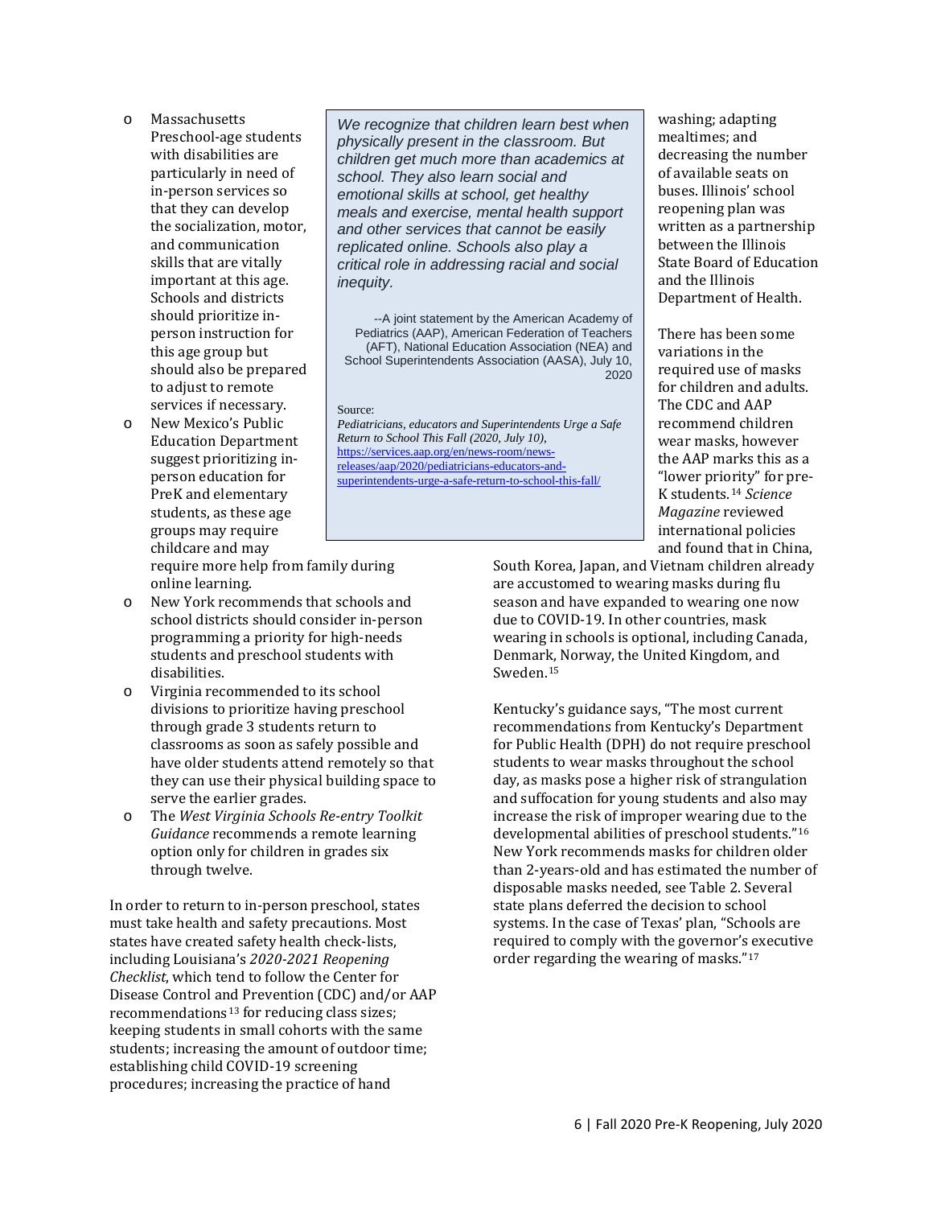- Massachusetts Preschool-age students with disabilities are particularly in need of in-person services so that they can develop the socialization, motor, and communication skills that are vitally important at this age. Schools and districts should prioritize in-person instruction for this age group but should also be prepared to adjust to remote services if necessary.
- New Mexico's Public Education Department suggest prioritizing in-person education for PreK and elementary students, as these age groups may require childcare and may require more help from family during online learning.
- New York recommends that schools and school districts should consider in-person programming a priority for high-needs students and preschool students with disabilities.
- Virginia recommended to its school divisions to prioritize having preschool through grade 3 students return to classrooms as soon as safely possible and have older students attend remotely so that they can use their physical building space to serve the earlier grades.
- The *West Virginia Schools Re-entry Toolkit Guidance* recommends a remote learning option only for children in grades six through twelve.

> *We recognize that children learn best when physically present in the classroom. But children get much more than academics at school. They also learn social and emotional skills at school, get healthy meals and exercise, mental health support and other services that cannot be easily replicated online. Schools also play a critical role in addressing racial and social inequity.*
>
> --A joint statement by the American Academy of Pediatrics (AAP), American Federation of Teachers (AFT), National Education Association (NEA) and School Superintendents Association (AASA), July 10, 2020
>
> Source:
> *Pediatricians, educators and Superintendents Urge a Safe Return to School This Fall (2020, July 10)*, https://services.aap.org/en/news-room/news-releases/aap/2020/pediatricians-educators-and-superintendents-urge-a-safe-return-to-school-this-fall/

In order to return to in-person preschool, states must take health and safety precautions. Most states have created safety health check-lists, including Louisiana's *2020-2021 Reopening Checklist*, which tend to follow the Center for Disease Control and Prevention (CDC) and/or AAP recommendations[13] for reducing class sizes; keeping students in small cohorts with the same students; increasing the amount of outdoor time; establishing child COVID-19 screening procedures; increasing the practice of hand washing; adapting mealtimes; and decreasing the number of available seats on buses. Illinois' school reopening plan was written as a partnership between the Illinois State Board of Education and the Illinois Department of Health.

There has been some variations in the required use of masks for children and adults. The CDC and AAP recommend children wear masks, however the AAP marks this as a "lower priority" for pre-K students.[14] *Science Magazine* reviewed international policies and found that in China, South Korea, Japan, and Vietnam children already are accustomed to wearing masks during flu season and have expanded to wearing one now due to COVID-19. In other countries, mask wearing in schools is optional, including Canada, Denmark, Norway, the United Kingdom, and Sweden.[15]

Kentucky's guidance says, "The most current recommendations from Kentucky's Department for Public Health (DPH) do not require preschool students to wear masks throughout the school day, as masks pose a higher risk of strangulation and suffocation for young students and also may increase the risk of improper wearing due to the developmental abilities of preschool students."[16] New York recommends masks for children older than 2-years-old and has estimated the number of disposable masks needed, see Table 2. Several state plans deferred the decision to school systems. In the case of Texas' plan, "Schools are required to comply with the governor's executive order regarding the wearing of masks."[17]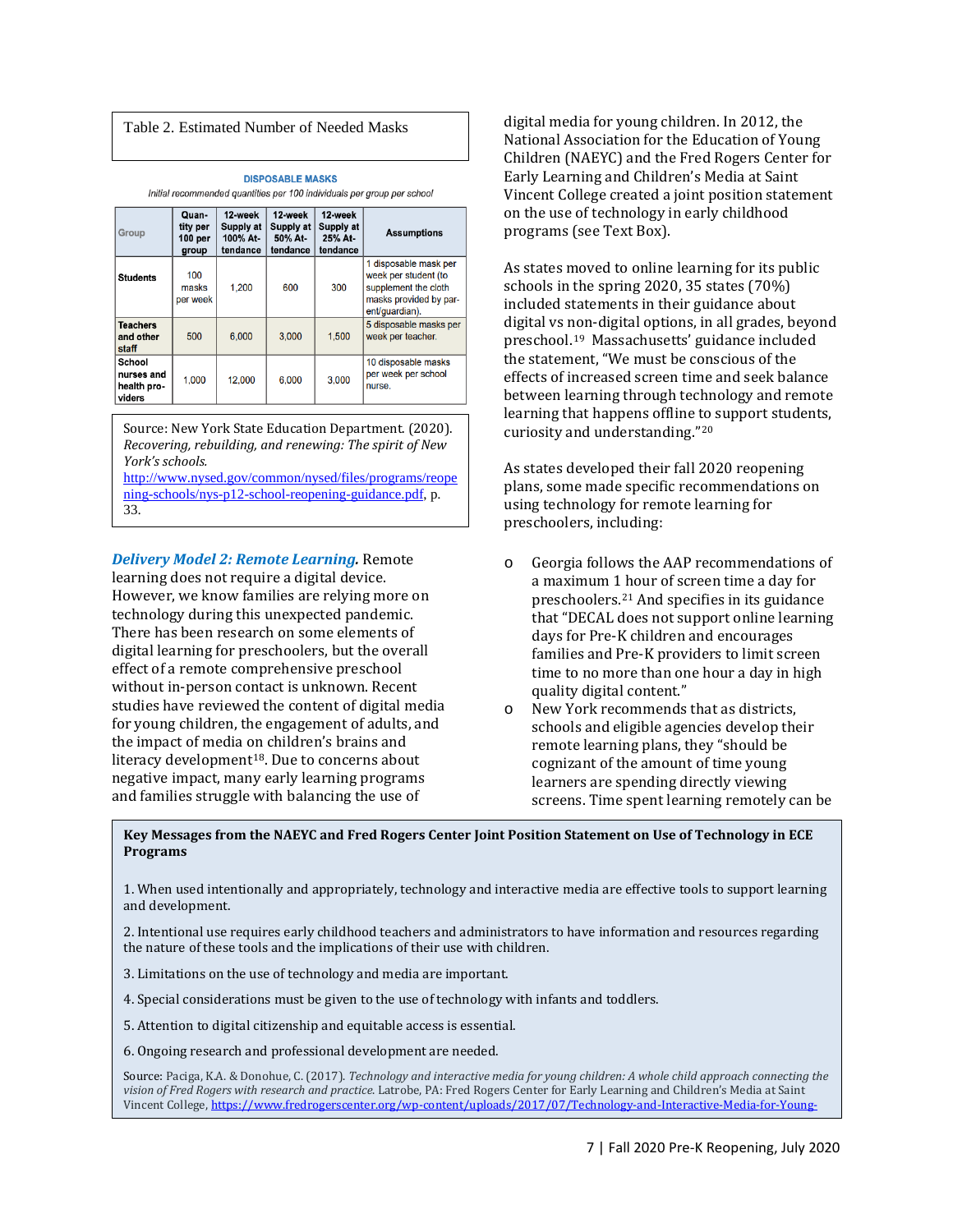Table 2. Estimated Number of Needed Masks

**DISPOSABLE MASKS**

*Initial recommended quantities per 100 individuals per group per school*

| Group | Quantity per 100 per group | 12-week Supply at 100% Attendance | 12-week Supply at 50% Attendance | 12-week Supply at 25% Attendance | Assumptions |
|---|---|---|---|---|---|
| **Students** | 100 masks per week | 1,200 | 600 | 300 | 1 disposable mask per week per student (to supplement the cloth masks provided by parent/guardian). |
| **Teachers and other staff** | 500 | 6,000 | 3,000 | 1,500 | 5 disposable masks per week per teacher. |
| **School nurses and health providers** | 1,000 | 12,000 | 6,000 | 3,000 | 10 disposable masks per week per school nurse. |

Source: New York State Education Department. (2020). *Recovering, rebuilding, and renewing: The spirit of New York's schools.* http://www.nysed.gov/common/nysed/files/programs/reopening-schools/nys-p12-school-reopening-guidance.pdf, p. 33.

***Delivery Model 2: Remote Learning.*** Remote learning does not require a digital device. However, we know families are relying more on technology during this unexpected pandemic. There has been research on some elements of digital learning for preschoolers, but the overall effect of a remote comprehensive preschool without in-person contact is unknown. Recent studies have reviewed the content of digital media for young children, the engagement of adults, and the impact of media on children's brains and literacy development[18]. Due to concerns about negative impact, many early learning programs and families struggle with balancing the use of digital media for young children. In 2012, the National Association for the Education of Young Children (NAEYC) and the Fred Rogers Center for Early Learning and Children's Media at Saint Vincent College created a joint position statement on the use of technology in early childhood programs (see Text Box).

As states moved to online learning for its public schools in the spring 2020, 35 states (70%) included statements in their guidance about digital vs non-digital options, in all grades, beyond preschool.[19] Massachusetts' guidance included the statement, "We must be conscious of the effects of increased screen time and seek balance between learning through technology and remote learning that happens offline to support students, curiosity and understanding."[20]

As states developed their fall 2020 reopening plans, some made specific recommendations on using technology for remote learning for preschoolers, including:

- Georgia follows the AAP recommendations of a maximum 1 hour of screen time a day for preschoolers.[21] And specifies in its guidance that "DECAL does not support online learning days for Pre-K children and encourages families and Pre-K providers to limit screen time to no more than one hour a day in high quality digital content."
- New York recommends that as districts, schools and eligible agencies develop their remote learning plans, they "should be cognizant of the amount of time young learners are spending directly viewing screens. Time spent learning remotely can be

**Key Messages from the NAEYC and Fred Rogers Center Joint Position Statement on Use of Technology in ECE Programs**

1. When used intentionally and appropriately, technology and interactive media are effective tools to support learning and development.

2. Intentional use requires early childhood teachers and administrators to have information and resources regarding the nature of these tools and the implications of their use with children.

3. Limitations on the use of technology and media are important.

4. Special considerations must be given to the use of technology with infants and toddlers.

5. Attention to digital citizenship and equitable access is essential.

6. Ongoing research and professional development are needed.

Source: Paciga, K.A. & Donohue, C. (2017). *Technology and interactive media for young children: A whole child approach connecting the vision of Fred Rogers with research and practice.* Latrobe, PA: Fred Rogers Center for Early Learning and Children's Media at Saint Vincent College, https://www.fredrogerscenter.org/wp-content/uploads/2017/07/Technology-and-Interactive-Media-for-Young-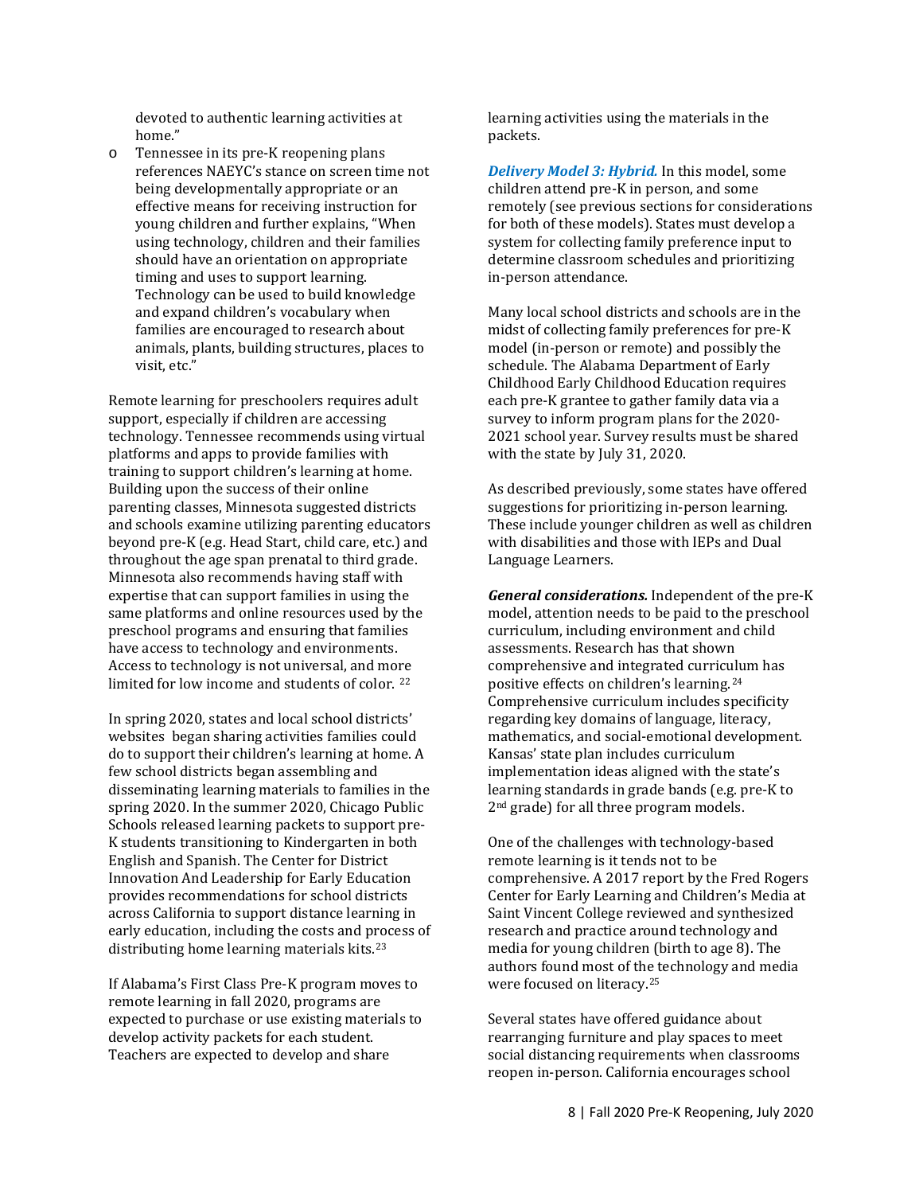devoted to authentic learning activities at home."

- Tennessee in its pre-K reopening plans references NAEYC's stance on screen time not being developmentally appropriate or an effective means for receiving instruction for young children and further explains, "When using technology, children and their families should have an orientation on appropriate timing and uses to support learning. Technology can be used to build knowledge and expand children's vocabulary when families are encouraged to research about animals, plants, building structures, places to visit, etc."

Remote learning for preschoolers requires adult support, especially if children are accessing technology. Tennessee recommends using virtual platforms and apps to provide families with training to support children's learning at home. Building upon the success of their online parenting classes, Minnesota suggested districts and schools examine utilizing parenting educators beyond pre-K (e.g. Head Start, child care, etc.) and throughout the age span prenatal to third grade. Minnesota also recommends having staff with expertise that can support families in using the same platforms and online resources used by the preschool programs and ensuring that families have access to technology and environments. Access to technology is not universal, and more limited for low income and students of color. [22]

In spring 2020, states and local school districts' websites began sharing activities families could do to support their children's learning at home. A few school districts began assembling and disseminating learning materials to families in the spring 2020. In the summer 2020, Chicago Public Schools released learning packets to support pre-K students transitioning to Kindergarten in both English and Spanish. The Center for District Innovation And Leadership for Early Education provides recommendations for school districts across California to support distance learning in early education, including the costs and process of distributing home learning materials kits.[23]

If Alabama's First Class Pre-K program moves to remote learning in fall 2020, programs are expected to purchase or use existing materials to develop activity packets for each student. Teachers are expected to develop and share learning activities using the materials in the packets.

***Delivery Model 3: Hybrid.*** In this model, some children attend pre-K in person, and some remotely (see previous sections for considerations for both of these models). States must develop a system for collecting family preference input to determine classroom schedules and prioritizing in-person attendance.

Many local school districts and schools are in the midst of collecting family preferences for pre-K model (in-person or remote) and possibly the schedule. The Alabama Department of Early Childhood Early Childhood Education requires each pre-K grantee to gather family data via a survey to inform program plans for the 2020-2021 school year. Survey results must be shared with the state by July 31, 2020.

As described previously, some states have offered suggestions for prioritizing in-person learning. These include younger children as well as children with disabilities and those with IEPs and Dual Language Learners.

***General considerations.*** Independent of the pre-K model, attention needs to be paid to the preschool curriculum, including environment and child assessments. Research has that shown comprehensive and integrated curriculum has positive effects on children's learning.[24] Comprehensive curriculum includes specificity regarding key domains of language, literacy, mathematics, and social-emotional development. Kansas' state plan includes curriculum implementation ideas aligned with the state's learning standards in grade bands (e.g. pre-K to 2nd grade) for all three program models.

One of the challenges with technology-based remote learning is it tends not to be comprehensive. A 2017 report by the Fred Rogers Center for Early Learning and Children's Media at Saint Vincent College reviewed and synthesized research and practice around technology and media for young children (birth to age 8). The authors found most of the technology and media were focused on literacy.[25]

Several states have offered guidance about rearranging furniture and play spaces to meet social distancing requirements when classrooms reopen in-person. California encourages school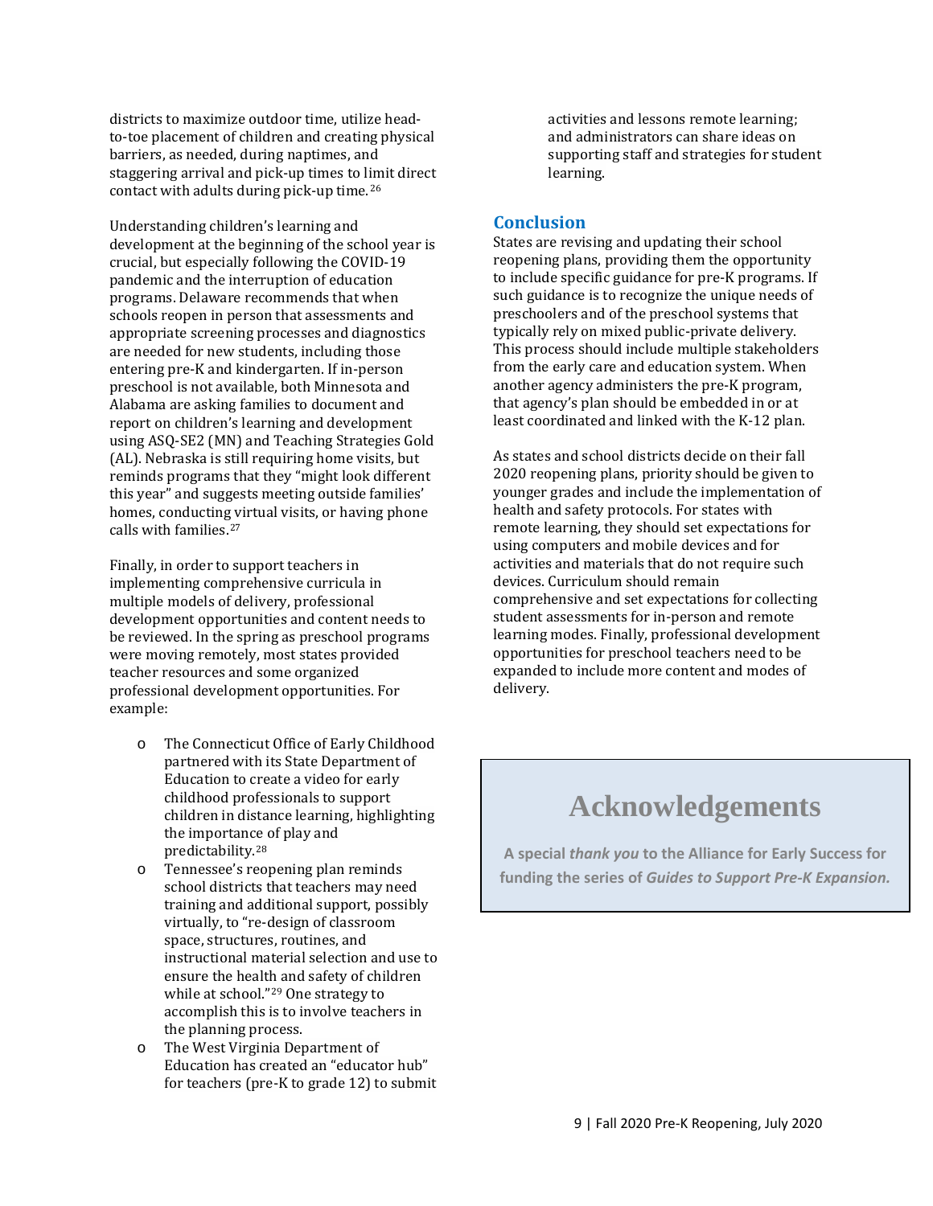districts to maximize outdoor time, utilize head-to-toe placement of children and creating physical barriers, as needed, during naptimes, and staggering arrival and pick-up times to limit direct contact with adults during pick-up time.[26]

Understanding children's learning and development at the beginning of the school year is crucial, but especially following the COVID-19 pandemic and the interruption of education programs. Delaware recommends that when schools reopen in person that assessments and appropriate screening processes and diagnostics are needed for new students, including those entering pre-K and kindergarten. If in-person preschool is not available, both Minnesota and Alabama are asking families to document and report on children's learning and development using ASQ-SE2 (MN) and Teaching Strategies Gold (AL). Nebraska is still requiring home visits, but reminds programs that they "might look different this year" and suggests meeting outside families' homes, conducting virtual visits, or having phone calls with families.[27]

Finally, in order to support teachers in implementing comprehensive curricula in multiple models of delivery, professional development opportunities and content needs to be reviewed. In the spring as preschool programs were moving remotely, most states provided teacher resources and some organized professional development opportunities. For example:

- The Connecticut Office of Early Childhood partnered with its State Department of Education to create a video for early childhood professionals to support children in distance learning, highlighting the importance of play and predictability.[28]
- Tennessee's reopening plan reminds school districts that teachers may need training and additional support, possibly virtually, to "re-design of classroom space, structures, routines, and instructional material selection and use to ensure the health and safety of children while at school."[29] One strategy to accomplish this is to involve teachers in the planning process.
- The West Virginia Department of Education has created an "educator hub" for teachers (pre-K to grade 12) to submit activities and lessons remote learning; and administrators can share ideas on supporting staff and strategies for student learning.

## Conclusion

States are revising and updating their school reopening plans, providing them the opportunity to include specific guidance for pre-K programs. If such guidance is to recognize the unique needs of preschoolers and of the preschool systems that typically rely on mixed public-private delivery. This process should include multiple stakeholders from the early care and education system. When another agency administers the pre-K program, that agency's plan should be embedded in or at least coordinated and linked with the K-12 plan.

As states and school districts decide on their fall 2020 reopening plans, priority should be given to younger grades and include the implementation of health and safety protocols. For states with remote learning, they should set expectations for using computers and mobile devices and for activities and materials that do not require such devices. Curriculum should remain comprehensive and set expectations for collecting student assessments for in-person and remote learning modes. Finally, professional development opportunities for preschool teachers need to be expanded to include more content and modes of delivery.

## Acknowledgements

**A special *thank you* to the Alliance for Early Success for funding the series of *Guides to Support Pre-K Expansion.***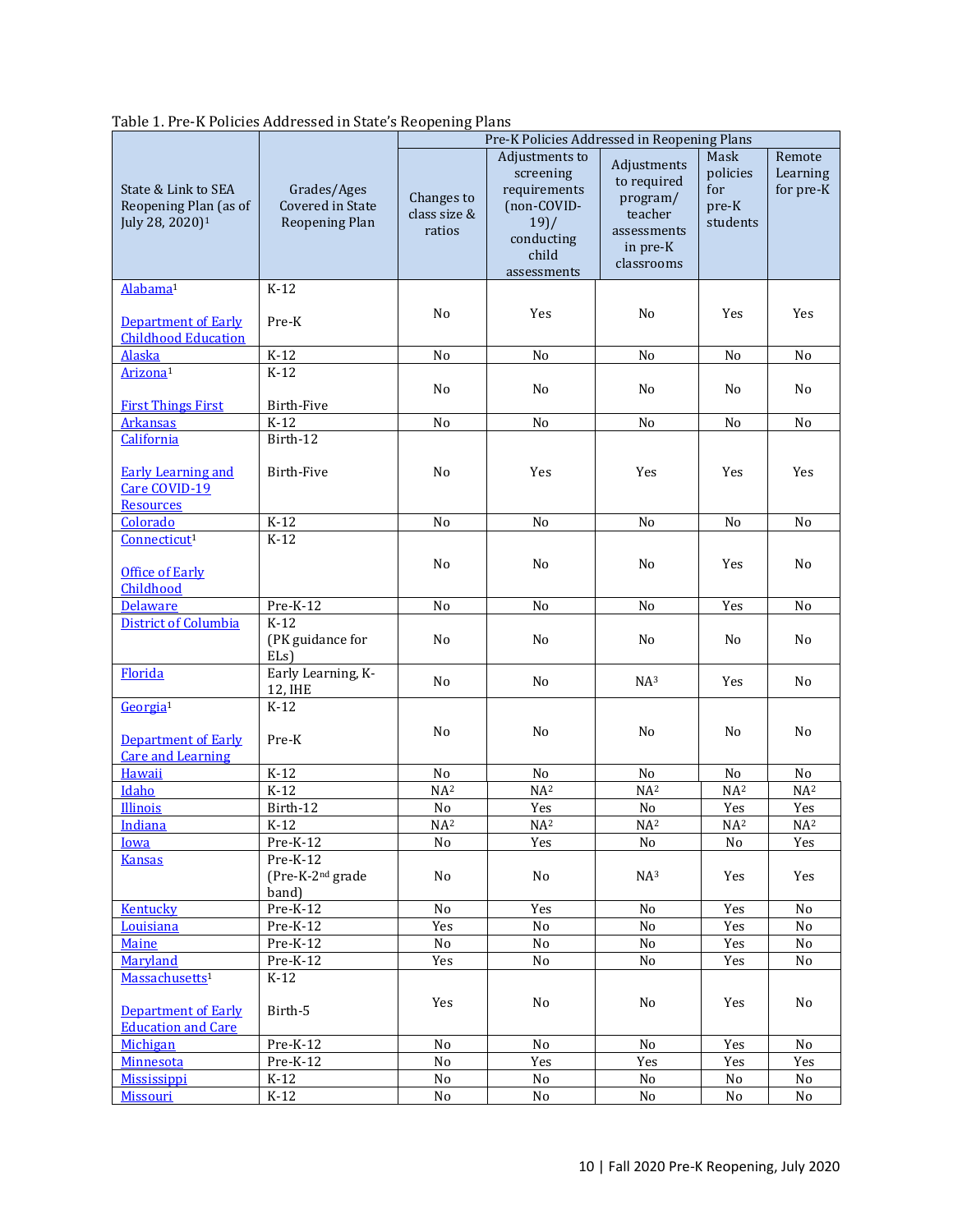Table 1. Pre-K Policies Addressed in State's Reopening Plans

| State & Link to SEA Reopening Plan (as of July 28, 2020)[1] | Grades/Ages Covered in State Reopening Plan | Pre-K Policies Addressed in Reopening Plans | | | | |
|---|---|---|---|---|---|---|
| | | Changes to class size & ratios | Adjustments to screening requirements (non-COVID-19)/ conducting child assessments | Adjustments to required program/ teacher assessments in pre-K classrooms | Mask policies for pre-K students | Remote Learning for pre-K |
| Alabama[1]<br><br>Department of Early Childhood Education | K-12<br><br>Pre-K | No | Yes | No | Yes | Yes |
| Alaska | K-12 | No | No | No | No | No |
| Arizona[1]<br><br>First Things First | K-12<br><br>Birth-Five | No | No | No | No | No |
| Arkansas | K-12 | No | No | No | No | No |
| California<br><br>Early Learning and Care COVID-19 Resources | Birth-12<br><br>Birth-Five | No | Yes | Yes | Yes | Yes |
| Colorado | K-12 | No | No | No | No | No |
| Connecticut[1]<br><br>Office of Early Childhood | K-12 | No | No | No | Yes | No |
| Delaware | Pre-K-12 | No | No | No | Yes | No |
| District of Columbia | K-12 (PK guidance for ELs) | No | No | No | No | No |
| Florida | Early Learning, K-12, IHE | No | No | NA[3] | Yes | No |
| Georgia[1]<br><br>Department of Early Care and Learning | K-12<br><br>Pre-K | No | No | No | No | No |
| Hawaii | K-12 | No | No | No | No | No |
| Idaho | K-12 | NA[2] | NA[2] | NA[2] | NA[2] | NA[2] |
| Illinois | Birth-12 | No | Yes | No | Yes | Yes |
| Indiana | K-12 | NA[2] | NA[2] | NA[2] | NA[2] | NA[2] |
| Iowa | Pre-K-12 | No | Yes | No | No | Yes |
| Kansas | Pre-K-12 (Pre-K-2nd grade band) | No | No | NA[3] | Yes | Yes |
| Kentucky | Pre-K-12 | No | Yes | No | Yes | No |
| Louisiana | Pre-K-12 | Yes | No | No | Yes | No |
| Maine | Pre-K-12 | No | No | No | Yes | No |
| Maryland | Pre-K-12 | Yes | No | No | Yes | No |
| Massachusetts[1]<br><br>Department of Early Education and Care | K-12<br><br>Birth-5 | Yes | No | No | Yes | No |
| Michigan | Pre-K-12 | No | No | No | Yes | No |
| Minnesota | Pre-K-12 | No | Yes | Yes | Yes | Yes |
| Mississippi | K-12 | No | No | No | No | No |
| Missouri | K-12 | No | No | No | No | No |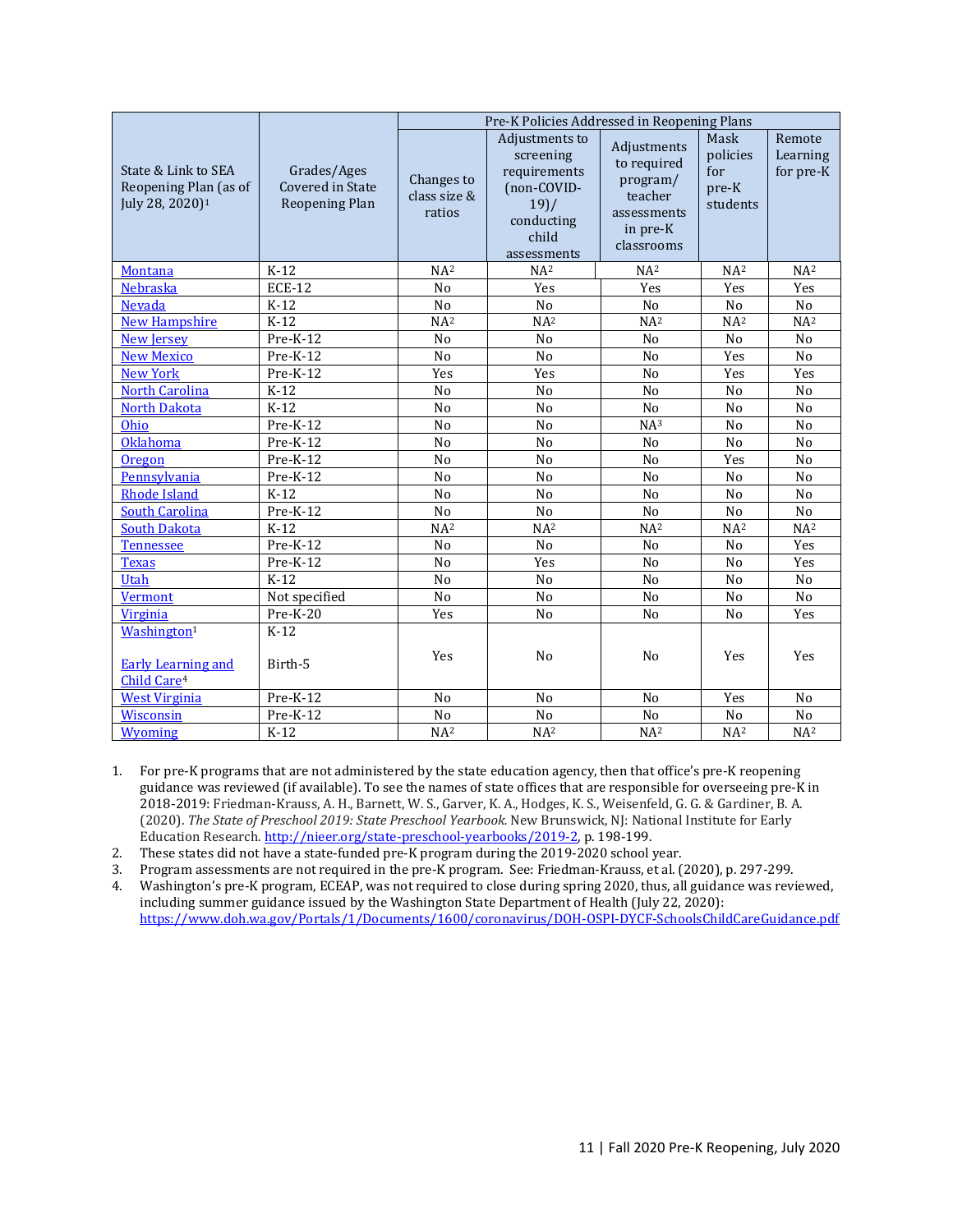| State & Link to SEA Reopening Plan (as of July 28, 2020)[1] | Grades/Ages Covered in State Reopening Plan | Pre-K Policies Addressed in Reopening Plans | | | | |
|---|---|---|---|---|---|---|
| | | Changes to class size & ratios | Adjustments to screening requirements (non-COVID-19)/ conducting child assessments | Adjustments to required program/ teacher assessments in pre-K classrooms | Mask policies for pre-K students | Remote Learning for pre-K |
| Montana | K-12 | NA[2] | NA[2] | NA[2] | NA[2] | NA[2] |
| Nebraska | ECE-12 | No | Yes | Yes | Yes | Yes |
| Nevada | K-12 | No | No | No | No | No |
| New Hampshire | K-12 | NA[2] | NA[2] | NA[2] | NA[2] | NA[2] |
| New Jersey | Pre-K-12 | No | No | No | No | No |
| New Mexico | Pre-K-12 | No | No | No | Yes | No |
| New York | Pre-K-12 | Yes | Yes | No | Yes | Yes |
| North Carolina | K-12 | No | No | No | No | No |
| North Dakota | K-12 | No | No | No | No | No |
| Ohio | Pre-K-12 | No | No | NA[3] | No | No |
| Oklahoma | Pre-K-12 | No | No | No | No | No |
| Oregon | Pre-K-12 | No | No | No | Yes | No |
| Pennsylvania | Pre-K-12 | No | No | No | No | No |
| Rhode Island | K-12 | No | No | No | No | No |
| South Carolina | Pre-K-12 | No | No | No | No | No |
| South Dakota | K-12 | NA[2] | NA[2] | NA[2] | NA[2] | NA[2] |
| Tennessee | Pre-K-12 | No | No | No | No | Yes |
| Texas | Pre-K-12 | No | Yes | No | No | Yes |
| Utah | K-12 | No | No | No | No | No |
| Vermont | Not specified | No | No | No | No | No |
| Virginia | Pre-K-20 | Yes | No | No | No | Yes |
| Washington[1]<br><br>Early Learning and Child Care[4] | K-12<br><br>Birth-5 | Yes | No | No | Yes | Yes |
| West Virginia | Pre-K-12 | No | No | No | Yes | No |
| Wisconsin | Pre-K-12 | No | No | No | No | No |
| Wyoming | K-12 | NA[2] | NA[2] | NA[2] | NA[2] | NA[2] |

1. For pre-K programs that are not administered by the state education agency, then that office's pre-K reopening guidance was reviewed (if available). To see the names of state offices that are responsible for overseeing pre-K in 2018-2019: Friedman-Krauss, A. H., Barnett, W. S., Garver, K. A., Hodges, K. S., Weisenfeld, G. G. & Gardiner, B. A. (2020). *The State of Preschool 2019: State Preschool Yearbook.* New Brunswick, NJ: National Institute for Early Education Research. http://nieer.org/state-preschool-yearbooks/2019-2, p. 198-199.
2. These states did not have a state-funded pre-K program during the 2019-2020 school year.
3. Program assessments are not required in the pre-K program. See: Friedman-Krauss, et al. (2020), p. 297-299.
4. Washington's pre-K program, ECEAP, was not required to close during spring 2020, thus, all guidance was reviewed, including summer guidance issued by the Washington State Department of Health (July 22, 2020): https://www.doh.wa.gov/Portals/1/Documents/1600/coronavirus/DOH-OSPI-DYCF-SchoolsChildCareGuidance.pdf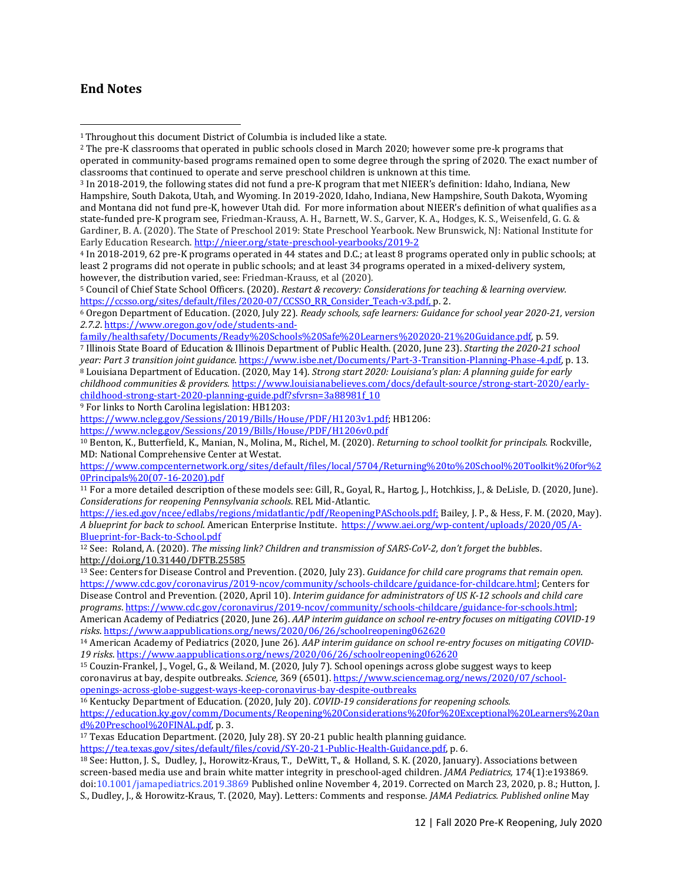## End Notes

[1] Throughout this document District of Columbia is included like a state.

[2] The pre-K classrooms that operated in public schools closed in March 2020; however some pre-k programs that operated in community-based programs remained open to some degree through the spring of 2020. The exact number of classrooms that continued to operate and serve preschool children is unknown at this time.

[3] In 2018-2019, the following states did not fund a pre-K program that met NIEER's definition: Idaho, Indiana, New Hampshire, South Dakota, Utah, and Wyoming. In 2019-2020, Idaho, Indiana, New Hampshire, South Dakota, Wyoming and Montana did not fund pre-K, however Utah did. For more information about NIEER's definition of what qualifies as a state-funded pre-K program see, Friedman-Krauss, A. H., Barnett, W. S., Garver, K. A., Hodges, K. S., Weisenfeld, G. G. & Gardiner, B. A. (2020). The State of Preschool 2019: State Preschool Yearbook. New Brunswick, NJ: National Institute for Early Education Research. http://nieer.org/state-preschool-yearbooks/2019-2

[4] In 2018-2019, 62 pre-K programs operated in 44 states and D.C.; at least 8 programs operated only in public schools; at least 2 programs did not operate in public schools; and at least 34 programs operated in a mixed-delivery system, however, the distribution varied, see: Friedman-Krauss, et al (2020).

[5] Council of Chief State School Officers. (2020). *Restart & recovery: Considerations for teaching & learning overview.* https://ccsso.org/sites/default/files/2020-07/CCSSO_RR_Consider_Teach-v3.pdf, p. 2.

[6] Oregon Department of Education. (2020, July 22). *Ready schools, safe learners: Guidance for school year 2020-21, version 2.7.2*. https://www.oregon.gov/ode/students-and-family/healthsafety/Documents/Ready%20Schools%20Safe%20Learners%202020-21%20Guidance.pdf, p. 59.

[7] Illinois State Board of Education & Illinois Department of Public Health. (2020, June 23). *Starting the 2020-21 school year: Part 3 transition joint guidance.* https://www.isbe.net/Documents/Part-3-Transition-Planning-Phase-4.pdf, p. 13.

[8] Louisiana Department of Education. (2020, May 14). *Strong start 2020: Louisiana's plan: A planning guide for early childhood communities & providers.* https://www.louisianabelieves.com/docs/default-source/strong-start-2020/early-childhood-strong-start-2020-planning-guide.pdf?sfvrsn=3a88981f_10

[9] For links to North Carolina legislation: HB1203: https://www.ncleg.gov/Sessions/2019/Bills/House/PDF/H1203v1.pdf; HB1206: https://www.ncleg.gov/Sessions/2019/Bills/House/PDF/H1206v0.pdf

[10] Benton, K., Butterfield, K., Manian, N., Molina, M., Richel, M. (2020). *Returning to school toolkit for principals.* Rockville, MD: National Comprehensive Center at Westat. https://www.compcenternetwork.org/sites/default/files/local/5704/Returning%20to%20School%20Toolkit%20for%20Principals%20(07-16-2020).pdf

[11] For a more detailed description of these models see: Gill, R., Goyal, R., Hartog, J., Hotchkiss, J., & DeLisle, D. (2020, June). *Considerations for reopening Pennsylvania schools*. REL Mid-Atlantic. https://ies.ed.gov/ncee/edlabs/regions/midatlantic/pdf/ReopeningPASchools.pdf; Bailey, J. P., & Hess, F. M. (2020, May). *A blueprint for back to school.* American Enterprise Institute. https://www.aei.org/wp-content/uploads/2020/05/A-Blueprint-for-Back-to-School.pdf

[12] See: Roland, A. (2020). *The missing link? Children and transmission of SARS-CoV-2, don't forget the bubbles*. http://doi.org/10.31440/DFTB.25585

[13] See: Centers for Disease Control and Prevention. (2020, July 23). *Guidance for child care programs that remain open*. https://www.cdc.gov/coronavirus/2019-ncov/community/schools-childcare/guidance-for-childcare.html; Centers for Disease Control and Prevention. (2020, April 10). *Interim guidance for administrators of US K-12 schools and child care programs*. https://www.cdc.gov/coronavirus/2019-ncov/community/schools-childcare/guidance-for-schools.html; American Academy of Pediatrics (2020, June 26). *AAP interim guidance on school re-entry focuses on mitigating COVID-19 risks*. https://www.aappublications.org/news/2020/06/26/schoolreopening062620

[14] American Academy of Pediatrics (2020, June 26). *AAP interim guidance on school re-entry focuses on mitigating COVID-19 risks*. https://www.aappublications.org/news/2020/06/26/schoolreopening062620

[15] Couzin-Frankel, J., Vogel, G., & Weiland, M. (2020, July 7). School openings across globe suggest ways to keep coronavirus at bay, despite outbreaks. *Science,* 369 (6501). https://www.sciencemag.org/news/2020/07/school-openings-across-globe-suggest-ways-keep-coronavirus-bay-despite-outbreaks

[16] Kentucky Department of Education. (2020, July 20). *COVID-19 considerations for reopening schools.* https://education.ky.gov/comm/Documents/Reopening%20Considerations%20for%20Exceptional%20Learners%20and%20Preschool%20FINAL.pdf, p. 3.

[17] Texas Education Department. (2020, July 28). SY 20-21 public health planning guidance. https://tea.texas.gov/sites/default/files/covid/SY-20-21-Public-Health-Guidance.pdf, p. 6.

[18] See: Hutton, J. S., Dudley, J., Horowitz-Kraus, T., DeWitt, T., & Holland, S. K. (2020, January). Associations between screen-based media use and brain white matter integrity in preschool-aged children. *JAMA Pediatrics,* 174(1):e193869. doi:10.1001/jamapediatrics.2019.3869 Published online November 4, 2019. Corrected on March 23, 2020, p. 8.; Hutton, J. S., Dudley, J., & Horowitz-Kraus, T. (2020, May). Letters: Comments and response. *JAMA Pediatrics. Published online* May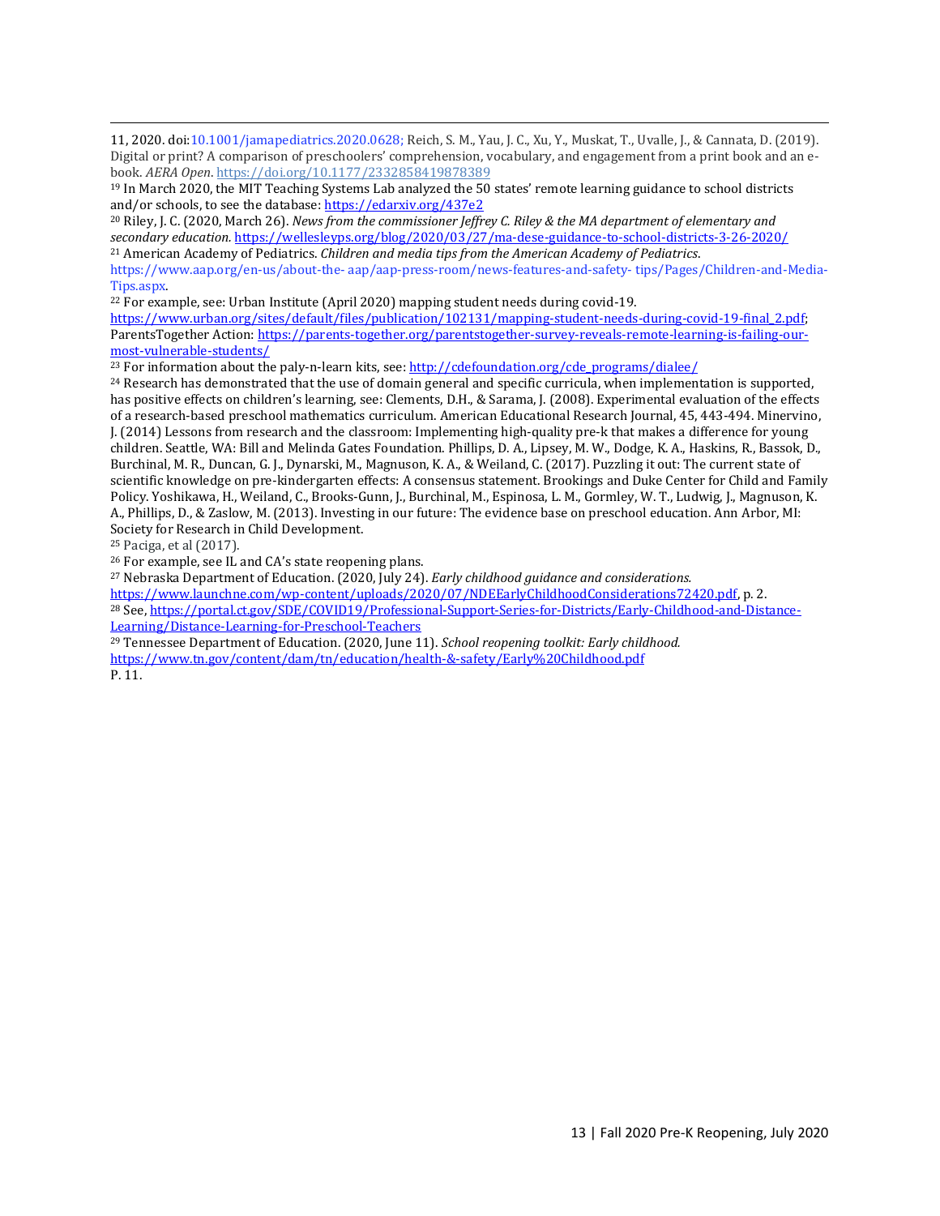11, 2020. doi:10.1001/jamapediatrics.2020.0628; Reich, S. M., Yau, J. C., Xu, Y., Muskat, T., Uvalle, J., & Cannata, D. (2019). Digital or print? A comparison of preschoolers' comprehension, vocabulary, and engagement from a print book and an e-book. *AERA Open*. https://doi.org/10.1177/2332858419878389

[19] In March 2020, the MIT Teaching Systems Lab analyzed the 50 states' remote learning guidance to school districts and/or schools, to see the database: https://edarxiv.org/437e2

[20] Riley, J. C. (2020, March 26). *News from the commissioner Jeffrey C. Riley & the MA department of elementary and secondary education.* https://wellesleyps.org/blog/2020/03/27/ma-dese-guidance-to-school-districts-3-26-2020/

[21] American Academy of Pediatrics. *Children and media tips from the American Academy of Pediatrics*. https://www.aap.org/en-us/about-the- aap/aap-press-room/news-features-and-safety- tips/Pages/Children-and-Media-Tips.aspx.

[22] For example, see: Urban Institute (April 2020) mapping student needs during covid-19. https://www.urban.org/sites/default/files/publication/102131/mapping-student-needs-during-covid-19-final_2.pdf; ParentsTogether Action: https://parents-together.org/parentstogether-survey-reveals-remote-learning-is-failing-our-most-vulnerable-students/

[23] For information about the paly-n-learn kits, see: http://cdefoundation.org/cde_programs/dialee/

[24] Research has demonstrated that the use of domain general and specific curricula, when implementation is supported, has positive effects on children's learning, see: Clements, D.H., & Sarama, J. (2008). Experimental evaluation of the effects of a research-based preschool mathematics curriculum. American Educational Research Journal, 45, 443-494. Minervino, J. (2014) Lessons from research and the classroom: Implementing high-quality pre-k that makes a difference for young children. Seattle, WA: Bill and Melinda Gates Foundation. Phillips, D. A., Lipsey, M. W., Dodge, K. A., Haskins, R., Bassok, D., Burchinal, M. R., Duncan, G. J., Dynarski, M., Magnuson, K. A., & Weiland, C. (2017). Puzzling it out: The current state of scientific knowledge on pre-kindergarten effects: A consensus statement. Brookings and Duke Center for Child and Family Policy. Yoshikawa, H., Weiland, C., Brooks-Gunn, J., Burchinal, M., Espinosa, L. M., Gormley, W. T., Ludwig, J., Magnuson, K. A., Phillips, D., & Zaslow, M. (2013). Investing in our future: The evidence base on preschool education. Ann Arbor, MI: Society for Research in Child Development.

[25] Paciga, et al (2017).

[26] For example, see IL and CA's state reopening plans.

[27] Nebraska Department of Education. (2020, July 24). *Early childhood guidance and considerations.* https://www.launchne.com/wp-content/uploads/2020/07/NDEEarlyChildhoodConsiderations72420.pdf, p. 2.

[28] See, https://portal.ct.gov/SDE/COVID19/Professional-Support-Series-for-Districts/Early-Childhood-and-Distance-Learning/Distance-Learning-for-Preschool-Teachers

[29] Tennessee Department of Education. (2020, June 11). *School reopening toolkit: Early childhood.* https://www.tn.gov/content/dam/tn/education/health-&-safety/Early%20Childhood.pdf P. 11.